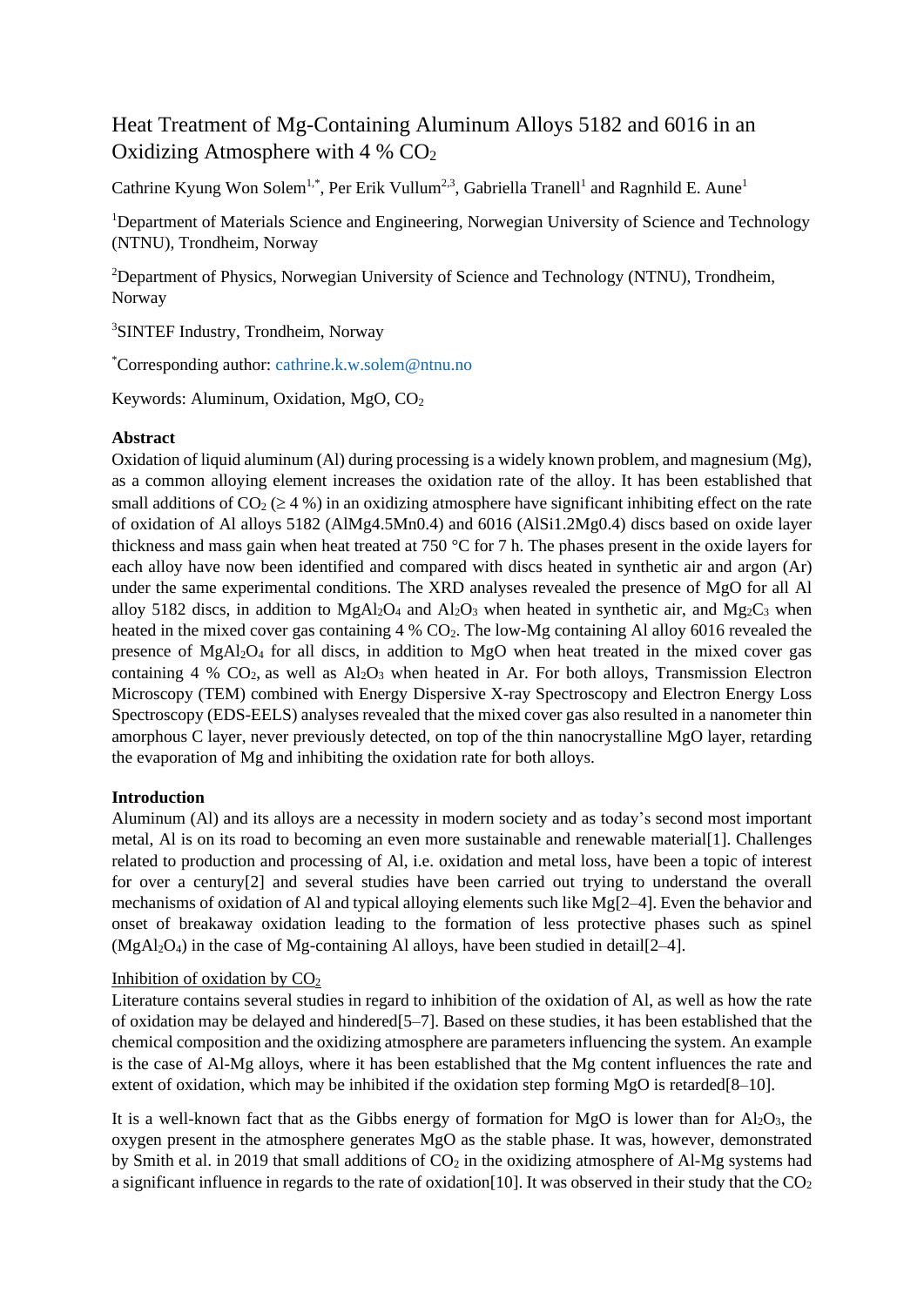# Heat Treatment of Mg-Containing Aluminum Alloys 5182 and 6016 in an Oxidizing Atmosphere with 4 % $CO_2$

Cathrine Kyung Won Solem[1,*], Per Erik Vullum[2,3], Gabriella Tranell[1] and Ragnhild E. Aune[1]

[1]Department of Materials Science and Engineering, Norwegian University of Science and Technology (NTNU), Trondheim, Norway

[2]Department of Physics, Norwegian University of Science and Technology (NTNU), Trondheim, Norway

[3]SINTEF Industry, Trondheim, Norway

[*]Corresponding author: cathrine.k.w.solem@ntnu.no

Keywords: Aluminum, Oxidation, MgO, $CO_2$

**Abstract**

Oxidation of liquid aluminum (Al) during processing is a widely known problem, and magnesium (Mg), as a common alloying element increases the oxidation rate of the alloy. It has been established that small additions of $CO_2$ (≥ 4 %) in an oxidizing atmosphere have significant inhibiting effect on the rate of oxidation of Al alloys 5182 (AlMg4.5Mn0.4) and 6016 (AlSi1.2Mg0.4) discs based on oxide layer thickness and mass gain when heat treated at 750 °C for 7 h. The phases present in the oxide layers for each alloy have now been identified and compared with discs heated in synthetic air and argon (Ar) under the same experimental conditions. The XRD analyses revealed the presence of MgO for all Al alloy 5182 discs, in addition to $MgAl_2O_4$ and $Al_2O_3$ when heated in synthetic air, and $Mg_2C_3$ when heated in the mixed cover gas containing 4 % $CO_2$. The low-Mg containing Al alloy 6016 revealed the presence of $MgAl_2O_4$ for all discs, in addition to MgO when heat treated in the mixed cover gas containing 4 % $CO_2$, as well as $Al_2O_3$ when heated in Ar. For both alloys, Transmission Electron Microscopy (TEM) combined with Energy Dispersive X-ray Spectroscopy and Electron Energy Loss Spectroscopy (EDS-EELS) analyses revealed that the mixed cover gas also resulted in a nanometer thin amorphous C layer, never previously detected, on top of the thin nanocrystalline MgO layer, retarding the evaporation of Mg and inhibiting the oxidation rate for both alloys.

**Introduction**

Aluminum (Al) and its alloys are a necessity in modern society and as today's second most important metal, Al is on its road to becoming an even more sustainable and renewable material[1]. Challenges related to production and processing of Al, i.e. oxidation and metal loss, have been a topic of interest for over a century[2] and several studies have been carried out trying to understand the overall mechanisms of oxidation of Al and typical alloying elements such like Mg[2–4]. Even the behavior and onset of breakaway oxidation leading to the formation of less protective phases such as spinel ($MgAl_2O_4$) in the case of Mg-containing Al alloys, have been studied in detail[2–4].

Inhibition of oxidation by $CO_2$

Literature contains several studies in regard to inhibition of the oxidation of Al, as well as how the rate of oxidation may be delayed and hindered[5–7]. Based on these studies, it has been established that the chemical composition and the oxidizing atmosphere are parameters influencing the system. An example is the case of Al-Mg alloys, where it has been established that the Mg content influences the rate and extent of oxidation, which may be inhibited if the oxidation step forming MgO is retarded[8–10].

It is a well-known fact that as the Gibbs energy of formation for MgO is lower than for $Al_2O_3$, the oxygen present in the atmosphere generates MgO as the stable phase. It was, however, demonstrated by Smith et al. in 2019 that small additions of $CO_2$ in the oxidizing atmosphere of Al-Mg systems had a significant influence in regards to the rate of oxidation[10]. It was observed in their study that the $CO_2$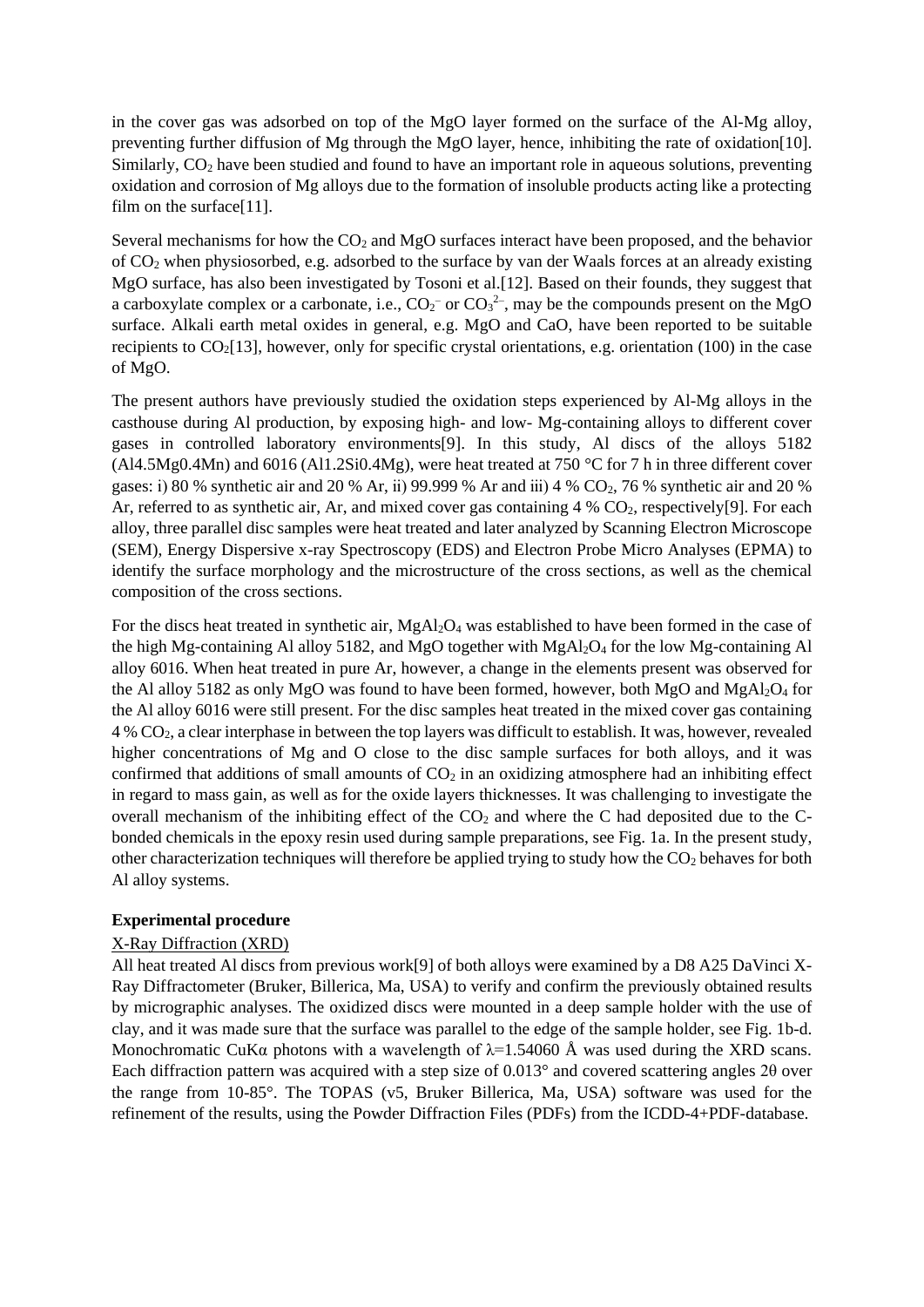in the cover gas was adsorbed on top of the MgO layer formed on the surface of the Al-Mg alloy, preventing further diffusion of Mg through the MgO layer, hence, inhibiting the rate of oxidation[10]. Similarly, $CO_2$ have been studied and found to have an important role in aqueous solutions, preventing oxidation and corrosion of Mg alloys due to the formation of insoluble products acting like a protecting film on the surface[11].

Several mechanisms for how the $CO_2$ and MgO surfaces interact have been proposed, and the behavior of $CO_2$ when physiosorbed, e.g. adsorbed to the surface by van der Waals forces at an already existing MgO surface, has also been investigated by Tosoni et al.[12]. Based on their founds, they suggest that a carboxylate complex or a carbonate, i.e., $CO_2^{-}$ or $CO_3^{2-}$, may be the compounds present on the MgO surface. Alkali earth metal oxides in general, e.g. MgO and CaO, have been reported to be suitable recipients to $CO_2$[13], however, only for specific crystal orientations, e.g. orientation (100) in the case of MgO.

The present authors have previously studied the oxidation steps experienced by Al-Mg alloys in the casthouse during Al production, by exposing high- and low- Mg-containing alloys to different cover gases in controlled laboratory environments[9]. In this study, Al discs of the alloys 5182 (Al4.5Mg0.4Mn) and 6016 (Al1.2Si0.4Mg), were heat treated at 750 °C for 7 h in three different cover gases: i) 80 % synthetic air and 20 % Ar, ii) 99.999 % Ar and iii) 4 % $CO_2$, 76 % synthetic air and 20 % Ar, referred to as synthetic air, Ar, and mixed cover gas containing 4 % $CO_2$, respectively[9]. For each alloy, three parallel disc samples were heat treated and later analyzed by Scanning Electron Microscope (SEM), Energy Dispersive x-ray Spectroscopy (EDS) and Electron Probe Micro Analyses (EPMA) to identify the surface morphology and the microstructure of the cross sections, as well as the chemical composition of the cross sections.

For the discs heat treated in synthetic air, $MgAl_2O_4$ was established to have been formed in the case of the high Mg-containing Al alloy 5182, and MgO together with $MgAl_2O_4$ for the low Mg-containing Al alloy 6016. When heat treated in pure Ar, however, a change in the elements present was observed for the Al alloy 5182 as only MgO was found to have been formed, however, both MgO and $MgAl_2O_4$ for the Al alloy 6016 were still present. For the disc samples heat treated in the mixed cover gas containing 4 % $CO_2$, a clear interphase in between the top layers was difficult to establish. It was, however, revealed higher concentrations of Mg and O close to the disc sample surfaces for both alloys, and it was confirmed that additions of small amounts of $CO_2$ in an oxidizing atmosphere had an inhibiting effect in regard to mass gain, as well as for the oxide layers thicknesses. It was challenging to investigate the overall mechanism of the inhibiting effect of the $CO_2$ and where the C had deposited due to the C-bonded chemicals in the epoxy resin used during sample preparations, see Fig. 1a. In the present study, other characterization techniques will therefore be applied trying to study how the $CO_2$ behaves for both Al alloy systems.

## Experimental procedure

### X-Ray Diffraction (XRD)

All heat treated Al discs from previous work[9] of both alloys were examined by a D8 A25 DaVinci X-Ray Diffractometer (Bruker, Billerica, Ma, USA) to verify and confirm the previously obtained results by micrographic analyses. The oxidized discs were mounted in a deep sample holder with the use of clay, and it was made sure that the surface was parallel to the edge of the sample holder, see Fig. 1b-d. Monochromatic CuKα photons with a wavelength of $\lambda$=1.54060 Å was used during the XRD scans. Each diffraction pattern was acquired with a step size of 0.013° and covered scattering angles 2θ over the range from 10-85°. The TOPAS (v5, Bruker Billerica, Ma, USA) software was used for the refinement of the results, using the Powder Diffraction Files (PDFs) from the ICDD-4+PDF-database.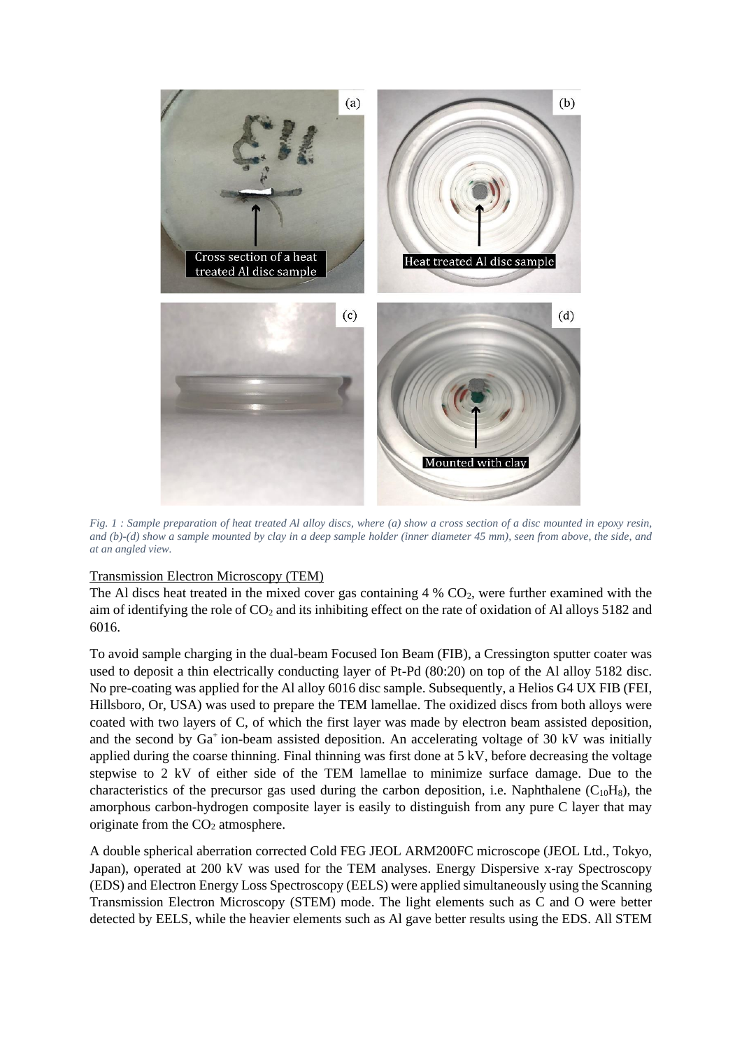*Fig. 1 : Sample preparation of heat treated Al alloy discs, where (a) show a cross section of a disc mounted in epoxy resin, and (b)-(d) show a sample mounted by clay in a deep sample holder (inner diameter 45 mm), seen from above, the side, and at an angled view.*

## Transmission Electron Microscopy (TEM)

The Al discs heat treated in the mixed cover gas containing 4 % $CO_2$, were further examined with the aim of identifying the role of $CO_2$ and its inhibiting effect on the rate of oxidation of Al alloys 5182 and 6016.

To avoid sample charging in the dual-beam Focused Ion Beam (FIB), a Cressington sputter coater was used to deposit a thin electrically conducting layer of Pt-Pd (80:20) on top of the Al alloy 5182 disc. No pre-coating was applied for the Al alloy 6016 disc sample. Subsequently, a Helios G4 UX FIB (FEI, Hillsboro, Or, USA) was used to prepare the TEM lamellae. The oxidized discs from both alloys were coated with two layers of C, of which the first layer was made by electron beam assisted deposition, and the second by $Ga^+$ ion-beam assisted deposition. An accelerating voltage of 30 kV was initially applied during the coarse thinning. Final thinning was first done at 5 kV, before decreasing the voltage stepwise to 2 kV of either side of the TEM lamellae to minimize surface damage. Due to the characteristics of the precursor gas used during the carbon deposition, i.e. Naphthalene ($C_{10}H_8$), the amorphous carbon-hydrogen composite layer is easily to distinguish from any pure C layer that may originate from the $CO_2$ atmosphere.

A double spherical aberration corrected Cold FEG JEOL ARM200FC microscope (JEOL Ltd., Tokyo, Japan), operated at 200 kV was used for the TEM analyses. Energy Dispersive x-ray Spectroscopy (EDS) and Electron Energy Loss Spectroscopy (EELS) were applied simultaneously using the Scanning Transmission Electron Microscopy (STEM) mode. The light elements such as C and O were better detected by EELS, while the heavier elements such as Al gave better results using the EDS. All STEM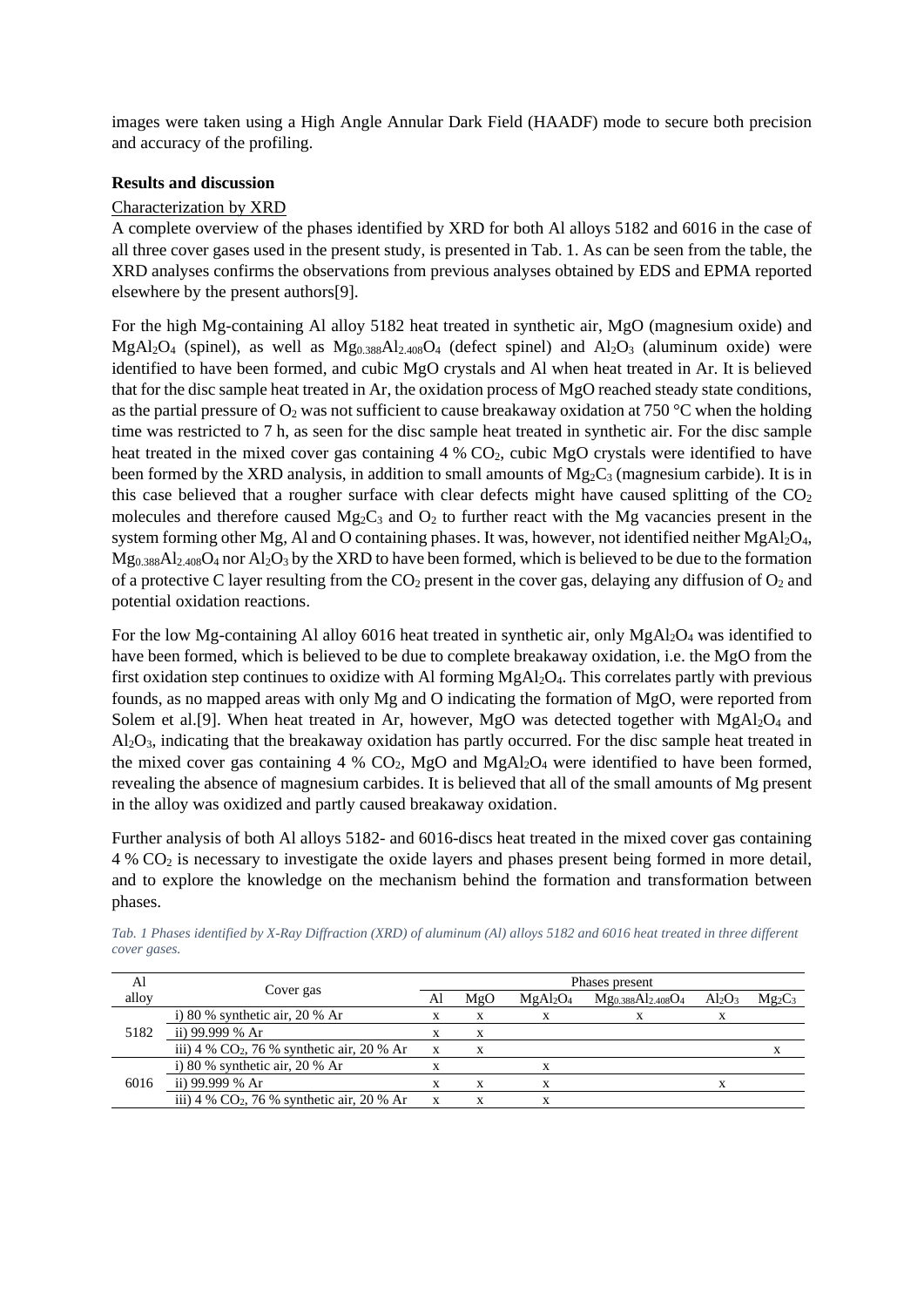images were taken using a High Angle Annular Dark Field (HAADF) mode to secure both precision and accuracy of the profiling.

**Results and discussion**

Characterization by XRD

A complete overview of the phases identified by XRD for both Al alloys 5182 and 6016 in the case of all three cover gases used in the present study, is presented in Tab. 1. As can be seen from the table, the XRD analyses confirms the observations from previous analyses obtained by EDS and EPMA reported elsewhere by the present authors[9].

For the high Mg-containing Al alloy 5182 heat treated in synthetic air, MgO (magnesium oxide) and $MgAl_2O_4$ (spinel), as well as $Mg_{0.388}Al_{2.408}O_4$ (defect spinel) and $Al_2O_3$ (aluminum oxide) were identified to have been formed, and cubic MgO crystals and Al when heat treated in Ar. It is believed that for the disc sample heat treated in Ar, the oxidation process of MgO reached steady state conditions, as the partial pressure of $O_2$ was not sufficient to cause breakaway oxidation at 750 °C when the holding time was restricted to 7 h, as seen for the disc sample heat treated in synthetic air. For the disc sample heat treated in the mixed cover gas containing 4 % $CO_2$, cubic MgO crystals were identified to have been formed by the XRD analysis, in addition to small amounts of $Mg_2C_3$ (magnesium carbide). It is in this case believed that a rougher surface with clear defects might have caused splitting of the $CO_2$ molecules and therefore caused $Mg_2C_3$ and $O_2$ to further react with the Mg vacancies present in the system forming other Mg, Al and O containing phases. It was, however, not identified neither $MgAl_2O_4$, $Mg_{0.388}Al_{2.408}O_4$ nor $Al_2O_3$ by the XRD to have been formed, which is believed to be due to the formation of a protective C layer resulting from the $CO_2$ present in the cover gas, delaying any diffusion of $O_2$ and potential oxidation reactions.

For the low Mg-containing Al alloy 6016 heat treated in synthetic air, only $MgAl_2O_4$ was identified to have been formed, which is believed to be due to complete breakaway oxidation, i.e. the MgO from the first oxidation step continues to oxidize with Al forming $MgAl_2O_4$. This correlates partly with previous founds, as no mapped areas with only Mg and O indicating the formation of MgO, were reported from Solem et al.[9]. When heat treated in Ar, however, MgO was detected together with $MgAl_2O_4$ and $Al_2O_3$, indicating that the breakaway oxidation has partly occurred. For the disc sample heat treated in the mixed cover gas containing 4 % $CO_2$, MgO and $MgAl_2O_4$ were identified to have been formed, revealing the absence of magnesium carbides. It is believed that all of the small amounts of Mg present in the alloy was oxidized and partly caused breakaway oxidation.

Further analysis of both Al alloys 5182- and 6016-discs heat treated in the mixed cover gas containing 4 % $CO_2$ is necessary to investigate the oxide layers and phases present being formed in more detail, and to explore the knowledge on the mechanism behind the formation and transformation between phases.

*Tab. 1 Phases identified by X-Ray Diffraction (XRD) of aluminum (Al) alloys 5182 and 6016 heat treated in three different cover gases.*

| Al alloy | Cover gas | Phases present | | | | | |
|---|---|---|---|---|---|---|---|
| | | Al | MgO | $MgAl_2O_4$ | $Mg_{0.388}Al_{2.408}O_4$ | $Al_2O_3$ | $Mg_2C_3$ |
| 5182 | i) 80 % synthetic air, 20 % Ar | x | x | x | x | x | |
| | ii) 99.999 % Ar | x | x | | | | |
| | iii) 4 % $CO_2$, 76 % synthetic air, 20 % Ar | x | x | | | | x |
| 6016 | i) 80 % synthetic air, 20 % Ar | x | | x | | | |
| | ii) 99.999 % Ar | x | x | x | | x | |
| | iii) 4 % $CO_2$, 76 % synthetic air, 20 % Ar | x | x | x | | | |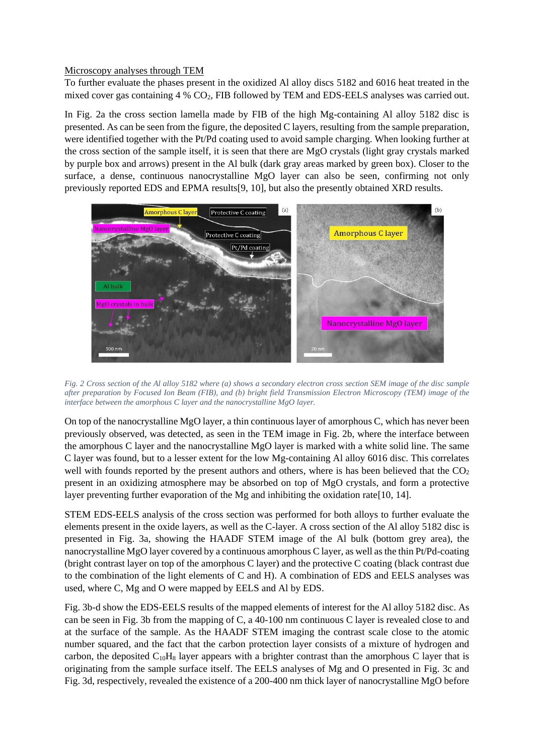Microscopy analyses through TEM

To further evaluate the phases present in the oxidized Al alloy discs 5182 and 6016 heat treated in the mixed cover gas containing 4 % $CO_2$, FIB followed by TEM and EDS-EELS analyses was carried out.

In Fig. 2a the cross section lamella made by FIB of the high Mg-containing Al alloy 5182 disc is presented. As can be seen from the figure, the deposited C layers, resulting from the sample preparation, were identified together with the Pt/Pd coating used to avoid sample charging. When looking further at the cross section of the sample itself, it is seen that there are MgO crystals (light gray crystals marked by purple box and arrows) present in the Al bulk (dark gray areas marked by green box). Closer to the surface, a dense, continuous nanocrystalline MgO layer can also be seen, confirming not only previously reported EDS and EPMA results[9, 10], but also the presently obtained XRD results.

*Fig. 2 Cross section of the Al alloy 5182 where (a) shows a secondary electron cross section SEM image of the disc sample after preparation by Focused Ion Beam (FIB), and (b) bright field Transmission Electron Microscopy (TEM) image of the interface between the amorphous C layer and the nanocrystalline MgO layer.*

On top of the nanocrystalline MgO layer, a thin continuous layer of amorphous C, which has never been previously observed, was detected, as seen in the TEM image in Fig. 2b, where the interface between the amorphous C layer and the nanocrystalline MgO layer is marked with a white solid line. The same C layer was found, but to a lesser extent for the low Mg-containing Al alloy 6016 disc. This correlates well with founds reported by the present authors and others, where is has been believed that the $CO_2$ present in an oxidizing atmosphere may be absorbed on top of MgO crystals, and form a protective layer preventing further evaporation of the Mg and inhibiting the oxidation rate[10, 14].

STEM EDS-EELS analysis of the cross section was performed for both alloys to further evaluate the elements present in the oxide layers, as well as the C-layer. A cross section of the Al alloy 5182 disc is presented in Fig. 3a, showing the HAADF STEM image of the Al bulk (bottom grey area), the nanocrystalline MgO layer covered by a continuous amorphous C layer, as well as the thin Pt/Pd-coating (bright contrast layer on top of the amorphous C layer) and the protective C coating (black contrast due to the combination of the light elements of C and H). A combination of EDS and EELS analyses was used, where C, Mg and O were mapped by EELS and Al by EDS.

Fig. 3b-d show the EDS-EELS results of the mapped elements of interest for the Al alloy 5182 disc. As can be seen in Fig. 3b from the mapping of C, a 40-100 nm continuous C layer is revealed close to and at the surface of the sample. As the HAADF STEM imaging the contrast scale close to the atomic number squared, and the fact that the carbon protection layer consists of a mixture of hydrogen and carbon, the deposited $C_{10}H_8$ layer appears with a brighter contrast than the amorphous C layer that is originating from the sample surface itself. The EELS analyses of Mg and O presented in Fig. 3c and Fig. 3d, respectively, revealed the existence of a 200-400 nm thick layer of nanocrystalline MgO before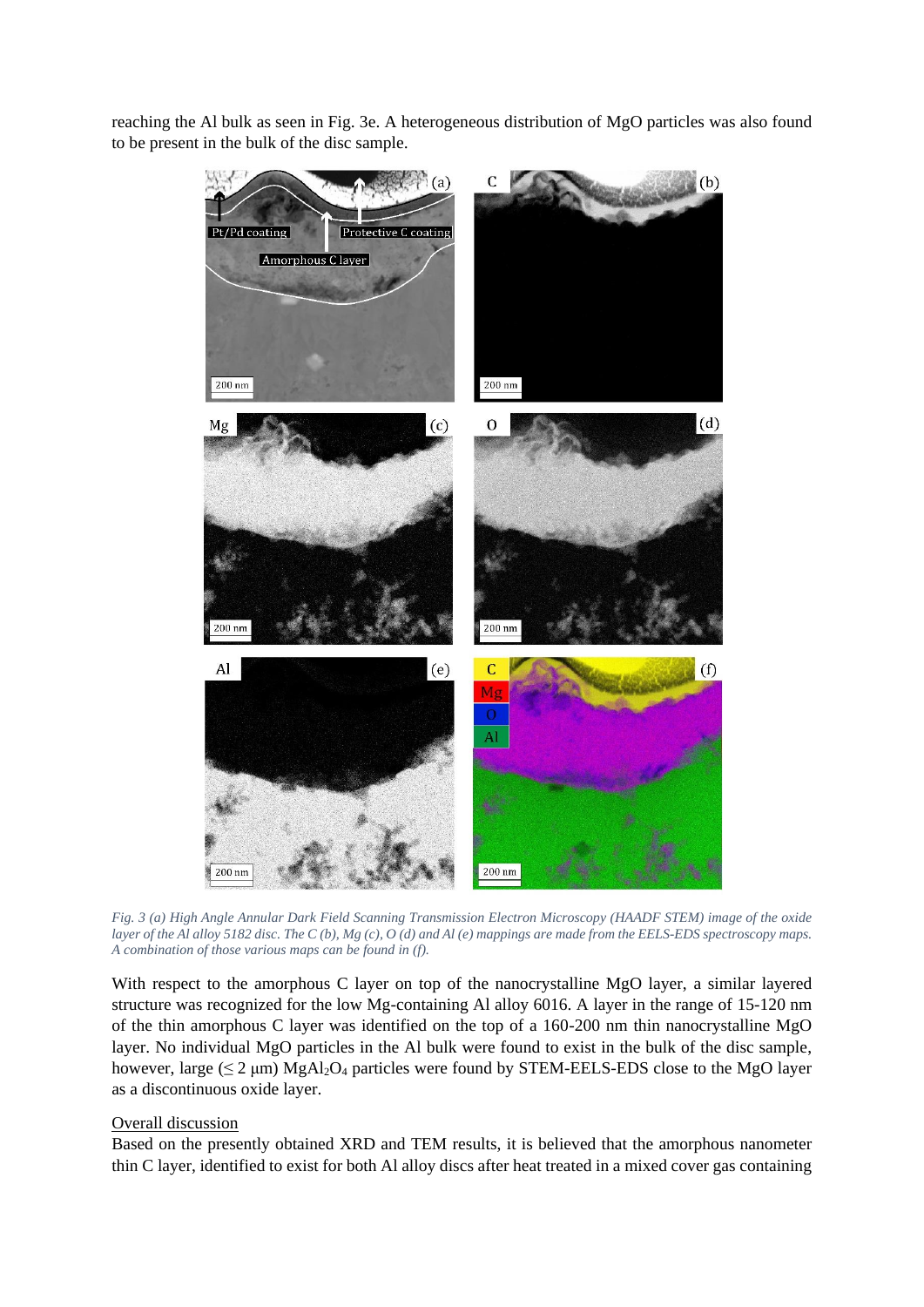reaching the Al bulk as seen in Fig. 3e. A heterogeneous distribution of MgO particles was also found to be present in the bulk of the disc sample.

*Fig. 3 (a) High Angle Annular Dark Field Scanning Transmission Electron Microscopy (HAADF STEM) image of the oxide layer of the Al alloy 5182 disc. The C (b), Mg (c), O (d) and Al (e) mappings are made from the EELS-EDS spectroscopy maps. A combination of those various maps can be found in (f).*

With respect to the amorphous C layer on top of the nanocrystalline MgO layer, a similar layered structure was recognized for the low Mg-containing Al alloy 6016. A layer in the range of 15-120 nm of the thin amorphous C layer was identified on the top of a 160-200 nm thin nanocrystalline MgO layer. No individual MgO particles in the Al bulk were found to exist in the bulk of the disc sample, however, large (≤ 2 μm) $MgAl_2O_4$ particles were found by STEM-EELS-EDS close to the MgO layer as a discontinuous oxide layer.

<u>Overall discussion</u>

Based on the presently obtained XRD and TEM results, it is believed that the amorphous nanometer thin C layer, identified to exist for both Al alloy discs after heat treated in a mixed cover gas containing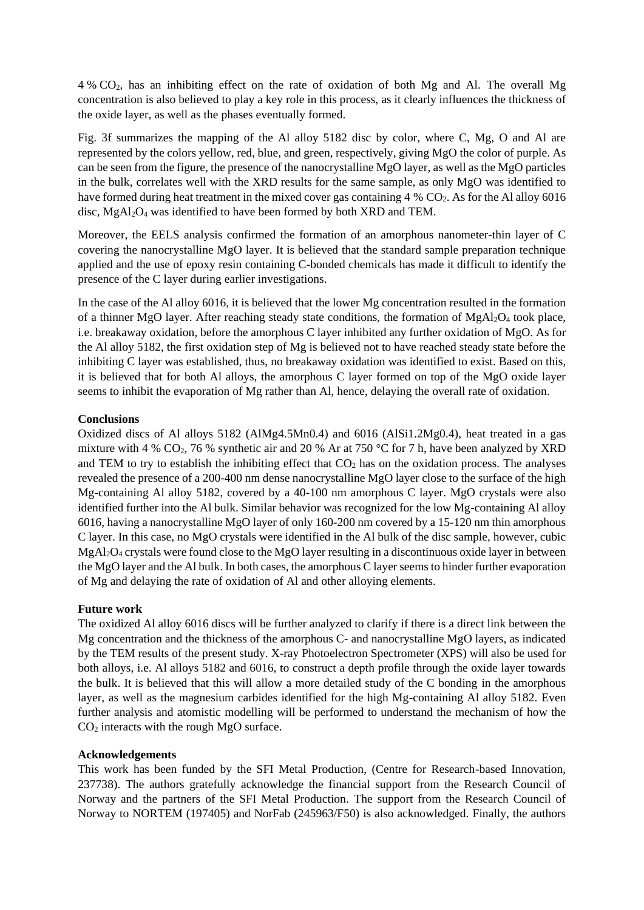4 % $CO_2$, has an inhibiting effect on the rate of oxidation of both Mg and Al. The overall Mg concentration is also believed to play a key role in this process, as it clearly influences the thickness of the oxide layer, as well as the phases eventually formed.

Fig. 3f summarizes the mapping of the Al alloy 5182 disc by color, where C, Mg, O and Al are represented by the colors yellow, red, blue, and green, respectively, giving MgO the color of purple. As can be seen from the figure, the presence of the nanocrystalline MgO layer, as well as the MgO particles in the bulk, correlates well with the XRD results for the same sample, as only MgO was identified to have formed during heat treatment in the mixed cover gas containing 4 % $CO_2$. As for the Al alloy 6016 disc, $MgAl_2O_4$ was identified to have been formed by both XRD and TEM.

Moreover, the EELS analysis confirmed the formation of an amorphous nanometer-thin layer of C covering the nanocrystalline MgO layer. It is believed that the standard sample preparation technique applied and the use of epoxy resin containing C-bonded chemicals has made it difficult to identify the presence of the C layer during earlier investigations.

In the case of the Al alloy 6016, it is believed that the lower Mg concentration resulted in the formation of a thinner MgO layer. After reaching steady state conditions, the formation of $MgAl_2O_4$ took place, i.e. breakaway oxidation, before the amorphous C layer inhibited any further oxidation of MgO. As for the Al alloy 5182, the first oxidation step of Mg is believed not to have reached steady state before the inhibiting C layer was established, thus, no breakaway oxidation was identified to exist. Based on this, it is believed that for both Al alloys, the amorphous C layer formed on top of the MgO oxide layer seems to inhibit the evaporation of Mg rather than Al, hence, delaying the overall rate of oxidation.

**Conclusions**

Oxidized discs of Al alloys 5182 (AlMg4.5Mn0.4) and 6016 (AlSi1.2Mg0.4), heat treated in a gas mixture with 4 % $CO_2$, 76 % synthetic air and 20 % Ar at 750 °C for 7 h, have been analyzed by XRD and TEM to try to establish the inhibiting effect that $CO_2$ has on the oxidation process. The analyses revealed the presence of a 200-400 nm dense nanocrystalline MgO layer close to the surface of the high Mg-containing Al alloy 5182, covered by a 40-100 nm amorphous C layer. MgO crystals were also identified further into the Al bulk. Similar behavior was recognized for the low Mg-containing Al alloy 6016, having a nanocrystalline MgO layer of only 160-200 nm covered by a 15-120 nm thin amorphous C layer. In this case, no MgO crystals were identified in the Al bulk of the disc sample, however, cubic $MgAl_2O_4$ crystals were found close to the MgO layer resulting in a discontinuous oxide layer in between the MgO layer and the Al bulk. In both cases, the amorphous C layer seems to hinder further evaporation of Mg and delaying the rate of oxidation of Al and other alloying elements.

**Future work**

The oxidized Al alloy 6016 discs will be further analyzed to clarify if there is a direct link between the Mg concentration and the thickness of the amorphous C- and nanocrystalline MgO layers, as indicated by the TEM results of the present study. X-ray Photoelectron Spectrometer (XPS) will also be used for both alloys, i.e. Al alloys 5182 and 6016, to construct a depth profile through the oxide layer towards the bulk. It is believed that this will allow a more detailed study of the C bonding in the amorphous layer, as well as the magnesium carbides identified for the high Mg-containing Al alloy 5182. Even further analysis and atomistic modelling will be performed to understand the mechanism of how the $CO_2$ interacts with the rough MgO surface.

**Acknowledgements**

This work has been funded by the SFI Metal Production, (Centre for Research-based Innovation, 237738). The authors gratefully acknowledge the financial support from the Research Council of Norway and the partners of the SFI Metal Production. The support from the Research Council of Norway to NORTEM (197405) and NorFab (245963/F50) is also acknowledged. Finally, the authors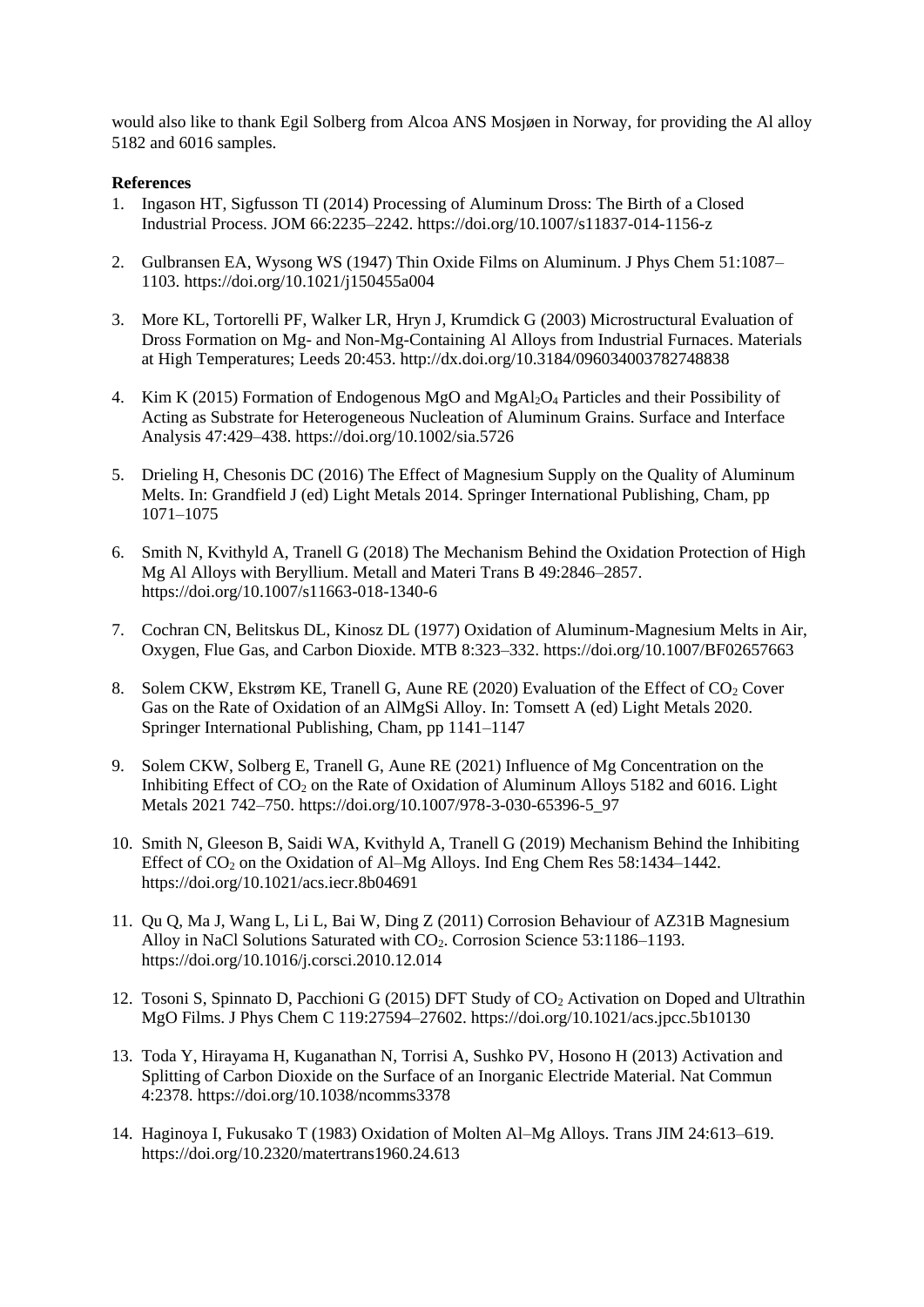would also like to thank Egil Solberg from Alcoa ANS Mosjøen in Norway, for providing the Al alloy 5182 and 6016 samples.

**References**

1. Ingason HT, Sigfusson TI (2014) Processing of Aluminum Dross: The Birth of a Closed Industrial Process. JOM 66:2235–2242. https://doi.org/10.1007/s11837-014-1156-z

2. Gulbransen EA, Wysong WS (1947) Thin Oxide Films on Aluminum. J Phys Chem 51:1087–1103. https://doi.org/10.1021/j150455a004

3. More KL, Tortorelli PF, Walker LR, Hryn J, Krumdick G (2003) Microstructural Evaluation of Dross Formation on Mg- and Non-Mg-Containing Al Alloys from Industrial Furnaces. Materials at High Temperatures; Leeds 20:453. http://dx.doi.org/10.3184/096034003782748838

4. Kim K (2015) Formation of Endogenous MgO and $MgAl_2O_4$ Particles and their Possibility of Acting as Substrate for Heterogeneous Nucleation of Aluminum Grains. Surface and Interface Analysis 47:429–438. https://doi.org/10.1002/sia.5726

5. Drieling H, Chesonis DC (2016) The Effect of Magnesium Supply on the Quality of Aluminum Melts. In: Grandfield J (ed) Light Metals 2014. Springer International Publishing, Cham, pp 1071–1075

6. Smith N, Kvithyld A, Tranell G (2018) The Mechanism Behind the Oxidation Protection of High Mg Al Alloys with Beryllium. Metall and Materi Trans B 49:2846–2857. https://doi.org/10.1007/s11663-018-1340-6

7. Cochran CN, Belitskus DL, Kinosz DL (1977) Oxidation of Aluminum-Magnesium Melts in Air, Oxygen, Flue Gas, and Carbon Dioxide. MTB 8:323–332. https://doi.org/10.1007/BF02657663

8. Solem CKW, Ekstrøm KE, Tranell G, Aune RE (2020) Evaluation of the Effect of $CO_2$ Cover Gas on the Rate of Oxidation of an AlMgSi Alloy. In: Tomsett A (ed) Light Metals 2020. Springer International Publishing, Cham, pp 1141–1147

9. Solem CKW, Solberg E, Tranell G, Aune RE (2021) Influence of Mg Concentration on the Inhibiting Effect of $CO_2$ on the Rate of Oxidation of Aluminum Alloys 5182 and 6016. Light Metals 2021 742–750. https://doi.org/10.1007/978-3-030-65396-5_97

10. Smith N, Gleeson B, Saidi WA, Kvithyld A, Tranell G (2019) Mechanism Behind the Inhibiting Effect of $CO_2$ on the Oxidation of Al–Mg Alloys. Ind Eng Chem Res 58:1434–1442. https://doi.org/10.1021/acs.iecr.8b04691

11. Qu Q, Ma J, Wang L, Li L, Bai W, Ding Z (2011) Corrosion Behaviour of AZ31B Magnesium Alloy in NaCl Solutions Saturated with $CO_2$. Corrosion Science 53:1186–1193. https://doi.org/10.1016/j.corsci.2010.12.014

12. Tosoni S, Spinnato D, Pacchioni G (2015) DFT Study of $CO_2$ Activation on Doped and Ultrathin MgO Films. J Phys Chem C 119:27594–27602. https://doi.org/10.1021/acs.jpcc.5b10130

13. Toda Y, Hirayama H, Kuganathan N, Torrisi A, Sushko PV, Hosono H (2013) Activation and Splitting of Carbon Dioxide on the Surface of an Inorganic Electride Material. Nat Commun 4:2378. https://doi.org/10.1038/ncomms3378

14. Haginoya I, Fukusako T (1983) Oxidation of Molten Al–Mg Alloys. Trans JIM 24:613–619. https://doi.org/10.2320/matertrans1960.24.613